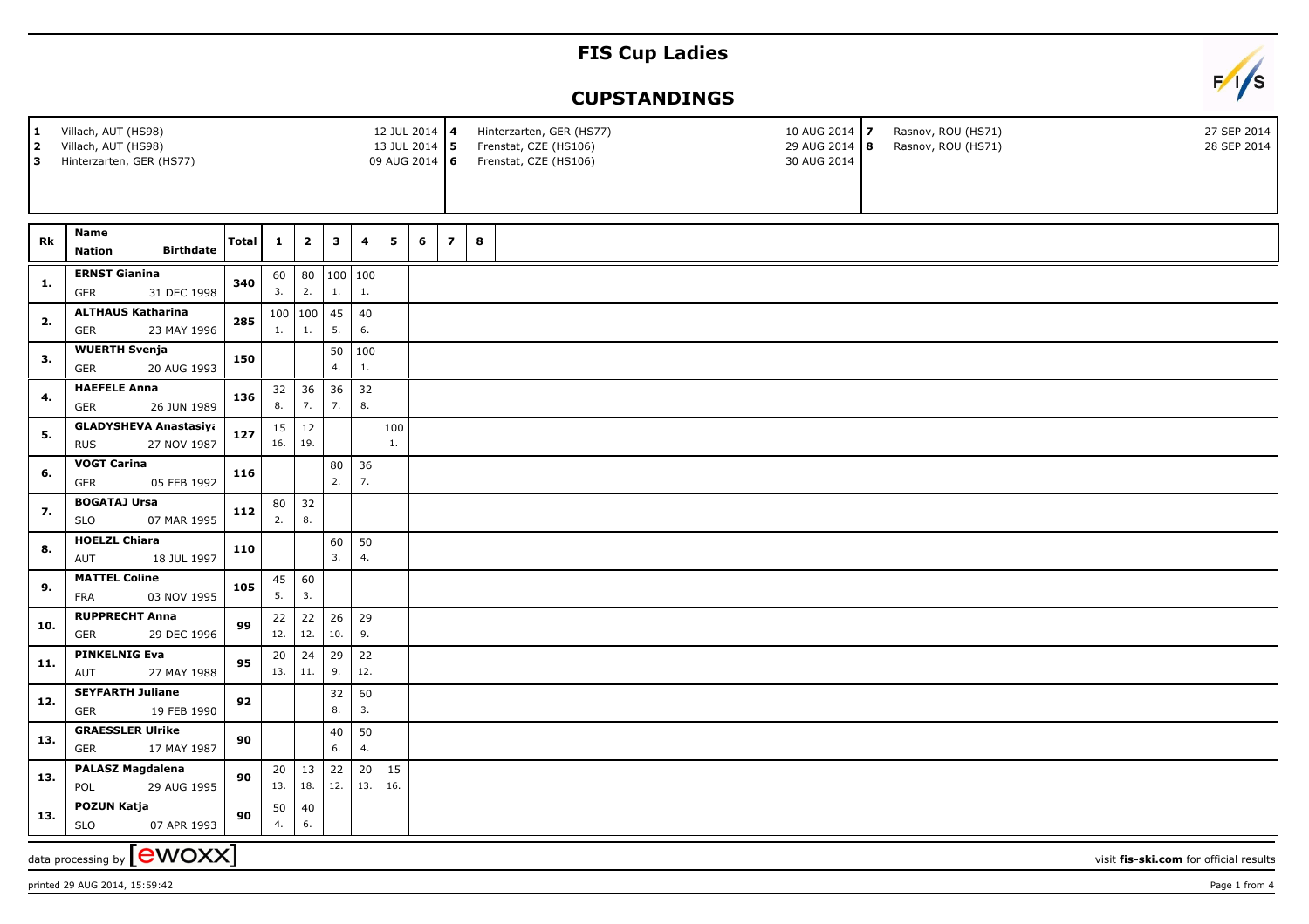# FIS Cup Ladies

## CUPSTANDINGS

| | | | | | | | |
|---|---|---|---|---|---|---|---|
| 1 | Villach, AUT (HS98) | 12 JUL 2014 | 4 | Hinterzarten, GER (HS77) | 10 AUG 2014 | 7 | Rasnov, ROU (HS71) | 27 SEP 2014 |
| 2 | Villach, AUT (HS98) | 13 JUL 2014 | 5 | Frenstat, CZE (HS106) | 29 AUG 2014 | 8 | Rasnov, ROU (HS71) | 28 SEP 2014 |
| 3 | Hinterzarten, GER (HS77) | 09 AUG 2014 | 6 | Frenstat, CZE (HS106) | 30 AUG 2014 | | | |

| Rk | Name / Nation / Birthdate | Total | 1 | 2 | 3 | 4 | 5 | 6 | 7 | 8 |
|---|---|---|---|---|---|---|---|---|---|---|
| 1. | ERNST Gianina<br>GER 31 DEC 1998 | 340 | 60<br>3. | 80<br>2. | 100<br>1. | 100<br>1. | | | | |
| 2. | ALTHAUS Katharina<br>GER 23 MAY 1996 | 285 | 100<br>1. | 100<br>1. | 45<br>5. | 40<br>6. | | | | |
| 3. | WUERTH Svenja<br>GER 20 AUG 1993 | 150 | | | 50<br>4. | 100<br>1. | | | | |
| 4. | HAEFELE Anna<br>GER 26 JUN 1989 | 136 | 32<br>8. | 36<br>7. | 36<br>7. | 32<br>8. | | | | |
| 5. | GLADYSHEVA Anastasiya<br>RUS 27 NOV 1987 | 127 | 15<br>16. | 12<br>19. | | | 100<br>1. | | | |
| 6. | VOGT Carina<br>GER 05 FEB 1992 | 116 | | | 80<br>2. | 36<br>7. | | | | |
| 7. | BOGATAJ Ursa<br>SLO 07 MAR 1995 | 112 | 80<br>2. | 32<br>8. | | | | | | |
| 8. | HOELZL Chiara<br>AUT 18 JUL 1997 | 110 | | | 60<br>3. | 50<br>4. | | | | |
| 9. | MATTEL Coline<br>FRA 03 NOV 1995 | 105 | 45<br>5. | 60<br>3. | | | | | | |
| 10. | RUPPRECHT Anna<br>GER 29 DEC 1996 | 99 | 22<br>12. | 22<br>12. | 26<br>10. | 29<br>9. | | | | |
| 11. | PINKELNIG Eva<br>AUT 27 MAY 1988 | 95 | 20<br>13. | 24<br>11. | 29<br>9. | 22<br>12. | | | | |
| 12. | SEYFARTH Juliane<br>GER 19 FEB 1990 | 92 | | | 32<br>8. | 60<br>3. | | | | |
| 13. | GRAESSLER Ulrike<br>GER 17 MAY 1987 | 90 | | | 40<br>6. | 50<br>4. | | | | |
| 13. | PALASZ Magdalena<br>POL 29 AUG 1995 | 90 | 20<br>13. | 13<br>18. | 22<br>12. | 20<br>13. | 15<br>16. | | | |
| 13. | POZUN Katja<br>SLO 07 APR 1993 | 90 | 50<br>4. | 40<br>6. | | | | | | |

data processing by ewoxx — visit fis-ski.com for official results

printed 29 AUG 2014, 15:59:42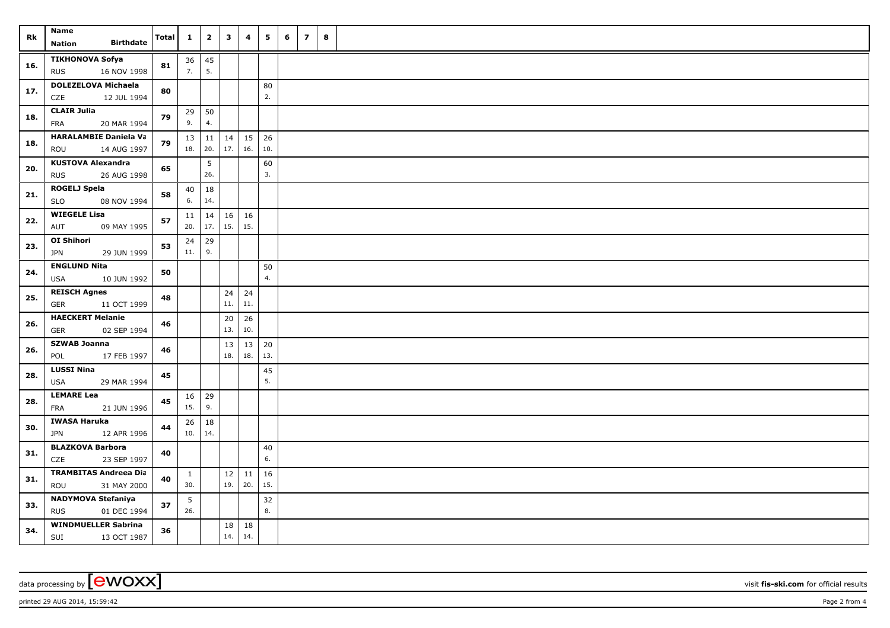| Rk | Name<br>Nation Birthdate | Total | 1 | 2 | 3 | 4 | 5 | 6 | 7 | 8 |
|---|---|---|---|---|---|---|---|---|---|---|
| 16. | TIKHONOVA Sofya<br>RUS 16 NOV 1998 | 81 | 36<br>7. | 45<br>5. | | | | | | |
| 17. | DOLEZELOVA Michaela<br>CZE 12 JUL 1994 | 80 | | | | | 80<br>2. | | | |
| 18. | CLAIR Julia<br>FRA 20 MAR 1994 | 79 | 29<br>9. | 50<br>4. | | | | | | |
| 18. | HARALAMBIE Daniela Va<br>ROU 14 AUG 1997 | 79 | 13<br>18. | 11<br>20. | 14<br>17. | 15<br>16. | 26<br>10. | | | |
| 20. | KUSTOVA Alexandra<br>RUS 26 AUG 1998 | 65 | | 5<br>26. | | | 60<br>3. | | | |
| 21. | ROGELJ Spela<br>SLO 08 NOV 1994 | 58 | 40<br>6. | 18<br>14. | | | | | | |
| 22. | WIEGELE Lisa<br>AUT 09 MAY 1995 | 57 | 11<br>20. | 14<br>17. | 16<br>15. | 16<br>15. | | | | |
| 23. | OI Shihori<br>JPN 29 JUN 1999 | 53 | 24<br>11. | 29<br>9. | | | | | | |
| 24. | ENGLUND Nita<br>USA 10 JUN 1992 | 50 | | | | | 50<br>4. | | | |
| 25. | REISCH Agnes<br>GER 11 OCT 1999 | 48 | | | 24<br>11. | 24<br>11. | | | | |
| 26. | HAECKERT Melanie<br>GER 02 SEP 1994 | 46 | | | 20<br>13. | 26<br>10. | | | | |
| 26. | SZWAB Joanna<br>POL 17 FEB 1997 | 46 | | | 13<br>18. | 13<br>18. | 20<br>13. | | | |
| 28. | LUSSI Nina<br>USA 29 MAR 1994 | 45 | | | | | 45<br>5. | | | |
| 28. | LEMARE Lea<br>FRA 21 JUN 1996 | 45 | 16<br>15. | 29<br>9. | | | | | | |
| 30. | IWASA Haruka<br>JPN 12 APR 1996 | 44 | 26<br>10. | 18<br>14. | | | | | | |
| 31. | BLAZKOVA Barbora<br>CZE 23 SEP 1997 | 40 | | | | | 40<br>6. | | | |
| 31. | TRAMBITAS Andreea Dia<br>ROU 31 MAY 2000 | 40 | 1<br>30. | | 12<br>19. | 11<br>20. | 16<br>15. | | | |
| 33. | NADYMOVA Stefaniya<br>RUS 01 DEC 1994 | 37 | 5<br>26. | | | | 32<br>8. | | | |
| 34. | WINDMUELLER Sabrina<br>SUI 13 OCT 1987 | 36 | | | 18<br>14. | 18<br>14. | | | | |

data processing by [ewoxx] visit **fis-ski.com** for official results

printed 29 AUG 2014, 15:59:42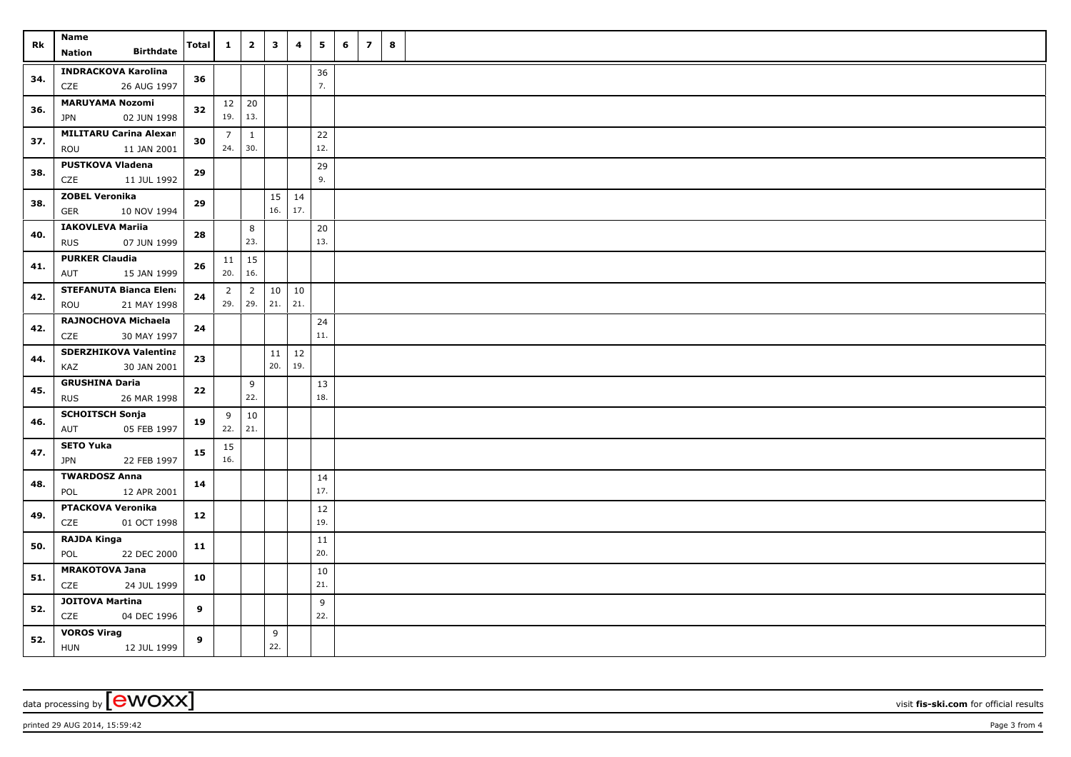| Rk | Name<br>Nation Birthdate | Total | 1 | 2 | 3 | 4 | 5 | 6 | 7 | 8 |
|---|---|---|---|---|---|---|---|---|---|---|
| 34. | INDRACKOVA Karolina<br>CZE 26 AUG 1997 | 36 | | | | | 36<br>7. | | | |
| 36. | MARUYAMA Nozomi<br>JPN 02 JUN 1998 | 32 | 12<br>19. | 20<br>13. | | | | | | |
| 37. | MILITARU Carina Alexan<br>ROU 11 JAN 2001 | 30 | 7<br>24. | 1<br>30. | | | 22<br>12. | | | |
| 38. | PUSTKOVA Vladena<br>CZE 11 JUL 1992 | 29 | | | | | 29<br>9. | | | |
| 38. | ZOBEL Veronika<br>GER 10 NOV 1994 | 29 | | | 15<br>16. | 14<br>17. | | | | |
| 40. | IAKOVLEVA Mariia<br>RUS 07 JUN 1999 | 28 | | 8<br>23. | | | 20<br>13. | | | |
| 41. | PURKER Claudia<br>AUT 15 JAN 1999 | 26 | 11<br>20. | 15<br>16. | | | | | | |
| 42. | STEFANUTA Bianca Elen<br>ROU 21 MAY 1998 | 24 | 2<br>29. | 2<br>29. | 10<br>21. | 10<br>21. | | | | |
| 42. | RAJNOCHOVA Michaela<br>CZE 30 MAY 1997 | 24 | | | | | 24<br>11. | | | |
| 44. | SDERZHIKOVA Valentina<br>KAZ 30 JAN 2001 | 23 | | | 11<br>20. | 12<br>19. | | | | |
| 45. | GRUSHINA Daria<br>RUS 26 MAR 1998 | 22 | | 9<br>22. | | | 13<br>18. | | | |
| 46. | SCHOITSCH Sonja<br>AUT 05 FEB 1997 | 19 | 9<br>22. | 10<br>21. | | | | | | |
| 47. | SETO Yuka<br>JPN 22 FEB 1997 | 15 | 15<br>16. | | | | | | | |
| 48. | TWARDOSZ Anna<br>POL 12 APR 2001 | 14 | | | | | 14<br>17. | | | |
| 49. | PTACKOVA Veronika<br>CZE 01 OCT 1998 | 12 | | | | | 12<br>19. | | | |
| 50. | RAJDA Kinga<br>POL 22 DEC 2000 | 11 | | | | | 11<br>20. | | | |
| 51. | MRAKOTOVA Jana<br>CZE 24 JUL 1999 | 10 | | | | | 10<br>21. | | | |
| 52. | JOITOVA Martina<br>CZE 04 DEC 1996 | 9 | | | | | 9<br>22. | | | |
| 52. | VOROS Virag<br>HUN 12 JUL 1999 | 9 | | | 9<br>22. | | | | | |

data processing by [ewoxx] — visit fis-ski.com for official results

printed 29 AUG 2014, 15:59:42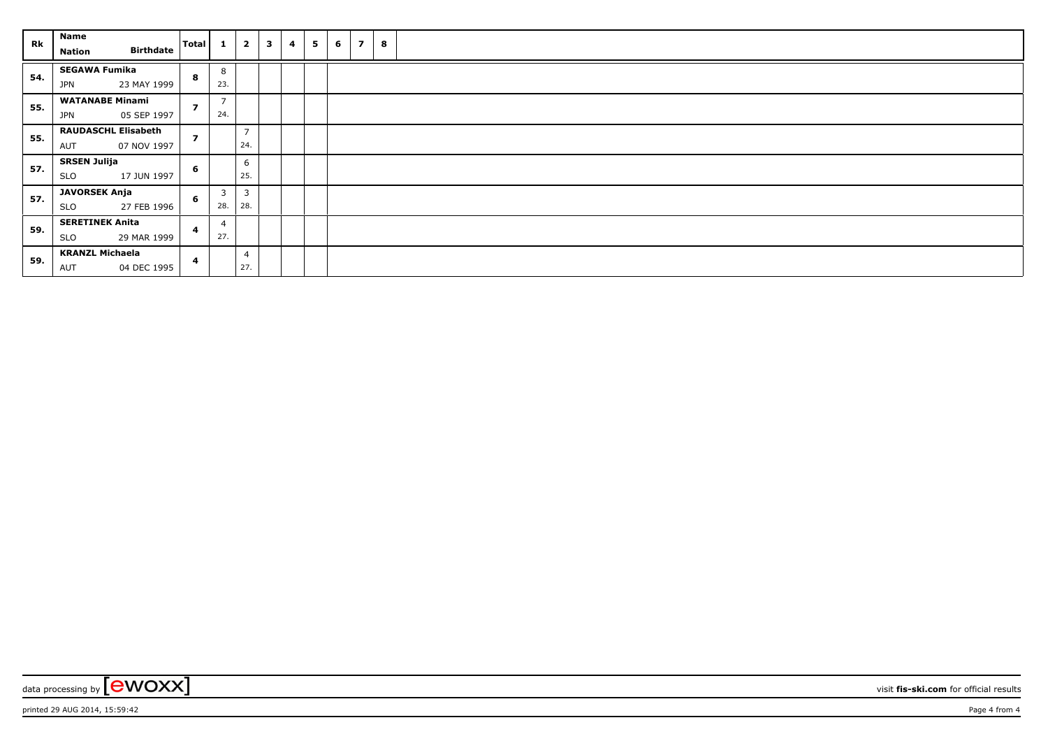| Rk | Name<br>Nation Birthdate | Total | 1 | 2 | 3 | 4 | 5 | 6 | 7 | 8 |
|---|---|---|---|---|---|---|---|---|---|---|
| 54. | **SEGAWA Fumika**<br>JPN 23 MAY 1999 | **8** | 8<br>23. | | | | | | | |
| 55. | **WATANABE Minami**<br>JPN 05 SEP 1997 | **7** | 7<br>24. | | | | | | | |
| 55. | **RAUDASCHL Elisabeth**<br>AUT 07 NOV 1997 | **7** | | 7<br>24. | | | | | | |
| 57. | **SRSEN Julija**<br>SLO 17 JUN 1997 | **6** | | 6<br>25. | | | | | | |
| 57. | **JAVORSEK Anja**<br>SLO 27 FEB 1996 | **6** | 3<br>28. | 3<br>28. | | | | | | |
| 59. | **SERETINEK Anita**<br>SLO 29 MAR 1999 | **4** | 4<br>27. | | | | | | | |
| 59. | **KRANZL Michaela**<br>AUT 04 DEC 1995 | **4** | | 4<br>27. | | | | | | |

data processing by [ewoxx]

visit **fis-ski.com** for official results

printed 29 AUG 2014, 15:59:42